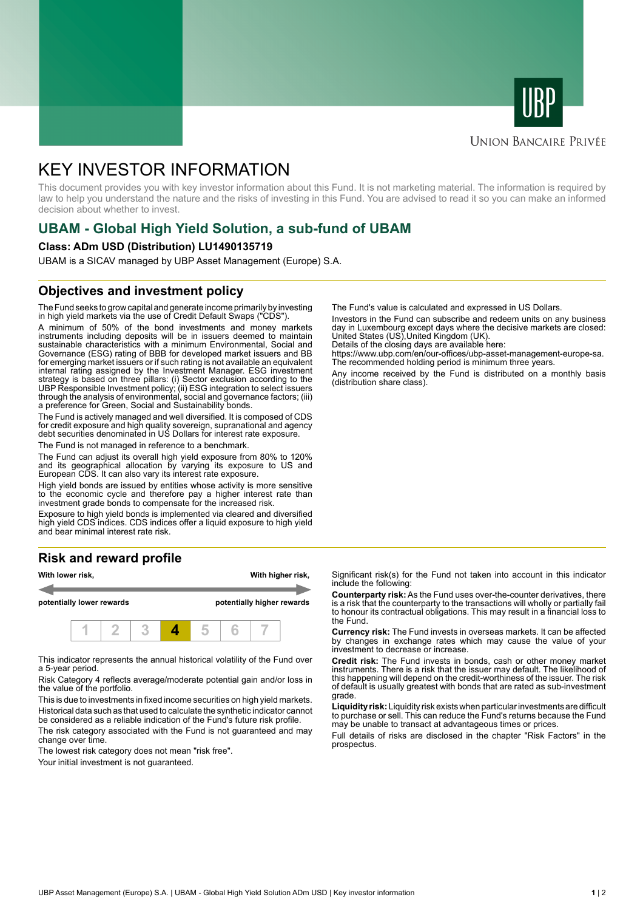UBP

UNION BANCAIRE PRIVÉE

# KEY INVESTOR INFORMATION

This document provides you with key investor information about this Fund. It is not marketing material. The information is required by law to help you understand the nature and the risks of investing in this Fund. You are advised to read it so you can make an informed decision about whether to invest.

## UBAM - Global High Yield Solution, a sub-fund of UBAM

**Class: ADm USD (Distribution) LU1490135719**

UBAM is a SICAV managed by UBP Asset Management (Europe) S.A.

## Objectives and investment policy

The Fund seeks to grow capital and generate income primarily by investing in high yield markets via the use of Credit Default Swaps ("CDS").

A minimum of 50% of the bond investments and money markets instruments including deposits will be in issuers deemed to maintain sustainable characteristics with a minimum Environmental, Social and Governance (ESG) rating of BBB for developed market issuers and BB for emerging market issuers or if such rating is not available an equivalent internal rating assigned by the Investment Manager. ESG investment strategy is based on three pillars: (i) Sector exclusion according to the UBP Responsible Investment policy; (ii) ESG integration to select issuers through the analysis of environmental, social and governance factors; (iii) a preference for Green, Social and Sustainability bonds.

The Fund is actively managed and well diversified. It is composed of CDS for credit exposure and high quality sovereign, supranational and agency debt securities denominated in US Dollars for interest rate exposure.

The Fund is not managed in reference to a benchmark.

The Fund can adjust its overall high yield exposure from 80% to 120% and its geographical allocation by varying its exposure to US and European CDS. It can also vary its interest rate exposure.

High yield bonds are issued by entities whose activity is more sensitive to the economic cycle and therefore pay a higher interest rate than investment grade bonds to compensate for the increased risk.

Exposure to high yield bonds is implemented via cleared and diversified high yield CDS indices. CDS indices offer a liquid exposure to high yield and bear minimal interest rate risk.

The Fund's value is calculated and expressed in US Dollars.

Investors in the Fund can subscribe and redeem units on any business day in Luxembourg except days where the decisive markets are closed: United States (US),United Kingdom (UK).
Details of the closing days are available here:
https://www.ubp.com/en/our-offices/ubp-asset-management-europe-sa.
The recommended holding period is minimum three years.

Any income received by the Fund is distributed on a monthly basis (distribution share class).

## Risk and reward profile

| **With lower risk,** | **With higher risk,** |
|---|---|
| **potentially lower rewards** | **potentially higher rewards** |

| 1 | 2 | 3 | **4** | 5 | 6 | 7 |
|---|---|---|---|---|---|---|

This indicator represents the annual historical volatility of the Fund over a 5-year period.

Risk Category 4 reflects average/moderate potential gain and/or loss in the value of the portfolio.

This is due to investments in fixed income securities on high yield markets.

Historical data such as that used to calculate the synthetic indicator cannot be considered as a reliable indication of the Fund's future risk profile.

The risk category associated with the Fund is not guaranteed and may change over time.

The lowest risk category does not mean "risk free".

Your initial investment is not guaranteed.

Significant risk(s) for the Fund not taken into account in this indicator include the following:

**Counterparty risk:** As the Fund uses over-the-counter derivatives, there is a risk that the counterparty to the transactions will wholly or partially fail to honour its contractual obligations. This may result in a financial loss to the Fund.

**Currency risk:** The Fund invests in overseas markets. It can be affected by changes in exchange rates which may cause the value of your investment to decrease or increase.

**Credit risk:** The Fund invests in bonds, cash or other money market instruments. There is a risk that the issuer may default. The likelihood of this happening will depend on the credit-worthiness of the issuer. The risk of default is usually greatest with bonds that are rated as sub-investment grade.

**Liquidity risk:** Liquidity risk exists when particular investments are difficult to purchase or sell. This can reduce the Fund's returns because the Fund may be unable to transact at advantageous times or prices.

Full details of risks are disclosed in the chapter "Risk Factors" in the prospectus.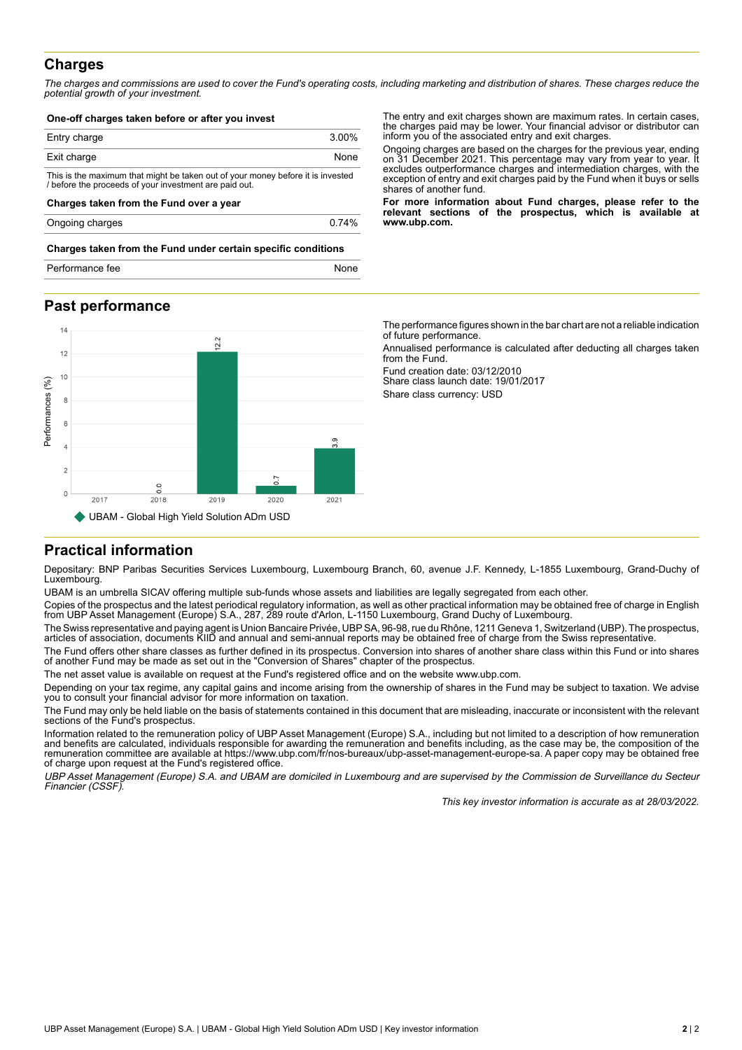## Charges

*The charges and commissions are used to cover the Fund's operating costs, including marketing and distribution of shares. These charges reduce the potential growth of your investment.*

| One-off charges taken before or after you invest | |
|---|---|
| Entry charge | 3.00% |
| Exit charge | None |

This is the maximum that might be taken out of your money before it is invested / before the proceeds of your investment are paid out.

| Charges taken from the Fund over a year | |
|---|---|
| Ongoing charges | 0.74% |

| Charges taken from the Fund under certain specific conditions | |
|---|---|
| Performance fee | None |

The entry and exit charges shown are maximum rates. In certain cases, the charges paid may be lower. Your financial advisor or distributor can inform you of the associated entry and exit charges.

Ongoing charges are based on the charges for the previous year, ending on 31 December 2021. This percentage may vary from year to year. It excludes outperformance charges and intermediation charges, with the exception of entry and exit charges paid by the Fund when it buys or sells shares of another fund.

**For more information about Fund charges, please refer to the relevant sections of the prospectus, which is available at www.ubp.com.**

## Past performance

Performances (%)

14
12
10
8
6
4
2
0

2017 2018 2019 2020 2021

0.0 12.2 0.7 3.9

UBAM - Global High Yield Solution ADm USD

The performance figures shown in the bar chart are not a reliable indication of future performance.

Annualised performance is calculated after deducting all charges taken from the Fund.

Fund creation date: 03/12/2010
Share class launch date: 19/01/2017
Share class currency: USD

## Practical information

Depositary: BNP Paribas Securities Services Luxembourg, Luxembourg Branch, 60, avenue J.F. Kennedy, L-1855 Luxembourg, Grand-Duchy of Luxembourg.

UBAM is an umbrella SICAV offering multiple sub-funds whose assets and liabilities are legally segregated from each other.

Copies of the prospectus and the latest periodical regulatory information, as well as other practical information may be obtained free of charge in English from UBP Asset Management (Europe) S.A., 287, 289 route d'Arlon, L-1150 Luxembourg, Grand Duchy of Luxembourg.

The Swiss representative and paying agent is Union Bancaire Privée, UBP SA, 96-98, rue du Rhône, 1211 Geneva 1, Switzerland (UBP). The prospectus, articles of association, documents KIID and annual and semi-annual reports may be obtained free of charge from the Swiss representative.

The Fund offers other share classes as further defined in its prospectus. Conversion into shares of another share class within this Fund or into shares of another Fund may be made as set out in the "Conversion of Shares" chapter of the prospectus.

The net asset value is available on request at the Fund's registered office and on the website www.ubp.com.

Depending on your tax regime, any capital gains and income arising from the ownership of shares in the Fund may be subject to taxation. We advise you to consult your financial advisor for more information on taxation.

The Fund may only be held liable on the basis of statements contained in this document that are misleading, inaccurate or inconsistent with the relevant sections of the Fund's prospectus.

Information related to the remuneration policy of UBP Asset Management (Europe) S.A., including but not limited to a description of how remuneration and benefits are calculated, individuals responsible for awarding the remuneration and benefits including, as the case may be, the composition of the remuneration committee are available at https://www.ubp.com/fr/nos-bureaux/ubp-asset-management-europe-sa. A paper copy may be obtained free of charge upon request at the Fund's registered office.

*UBP Asset Management (Europe) S.A. and UBAM are domiciled in Luxembourg and are supervised by the Commission de Surveillance du Secteur Financier (CSSF).*

*This key investor information is accurate as at 28/03/2022.*